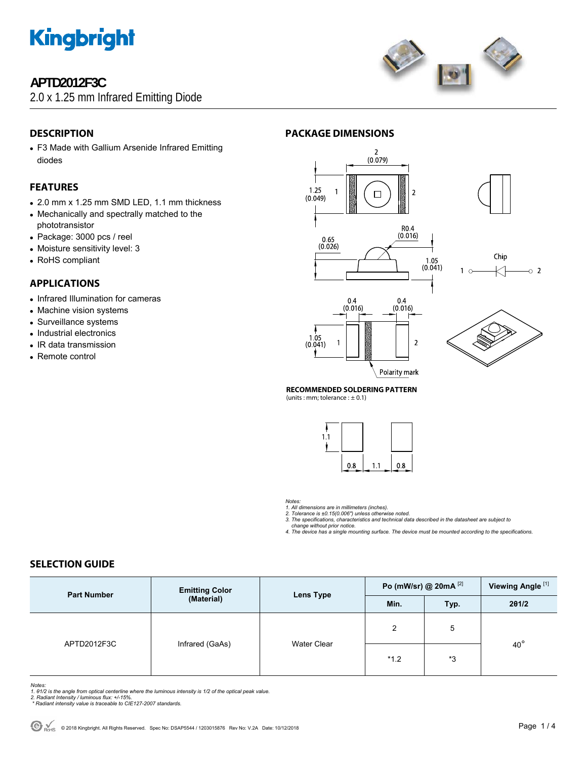# APTD2012F3C

2.0 x 1.25 mm Infrared Emitting Diode

## DESCRIPTION

- F3 Made with Gallium Arsenide Infrared Emitting diodes

## FEATURES

- 2.0 mm x 1.25 mm SMD LED, 1.1 mm thickness
- Mechanically and spectrally matched to the phototransistor
- Package: 3000 pcs / reel
- Moisture sensitivity level: 3
- RoHS compliant

## APPLICATIONS

- Infrared Illumination for cameras
- Machine vision systems
- Surveillance systems
- Industrial electronics
- IR data transmission
- Remote control

## PACKAGE DIMENSIONS

2 (0.079)
1.25 (0.049)
R0.4 (0.016)
0.65 (0.026)
1.05 (0.041)
0.4 (0.016)
0.4 (0.016)
1.05 (0.041)
Polarity mark
Chip

### RECOMMENDED SOLDERING PATTERN

(units : mm; tolerance : ± 0.1)

1.1
0.8 1.1 0.8

*Notes:*
*1. All dimensions are in millimeters (inches).*
*2. Tolerance is ±0.15(0.006") unless otherwise noted.*
*3. The specifications, characteristics and technical data described in the datasheet are subject to change without prior notice.*
*4. The device has a single mounting surface. The device must be mounted according to the specifications.*

## SELECTION GUIDE

| Part Number | Emitting Color (Material) | Lens Type | Po (mW/sr) @ 20mA [2] | | Viewing Angle [1] |
|---|---|---|---|---|---|
| | | | Min. | Typ. | 2θ1/2 |
| APTD2012F3C | Infrared (GaAs) | Water Clear | 2 | 5 | 40° |
| | | | *1.2 | *3 | |

*Notes:*
*1. θ1/2 is the angle from optical centerline where the luminous intensity is 1/2 of the optical peak value.*
*2. Radiant Intensity / luminous flux: +/-15%.*
*\* Radiant intensity value is traceable to CIE127-2007 standards.*

© 2018 Kingbright. All Rights Reserved. Spec No: DSAP5544 / 1203015876 Rev No: V.2A Date: 10/12/2018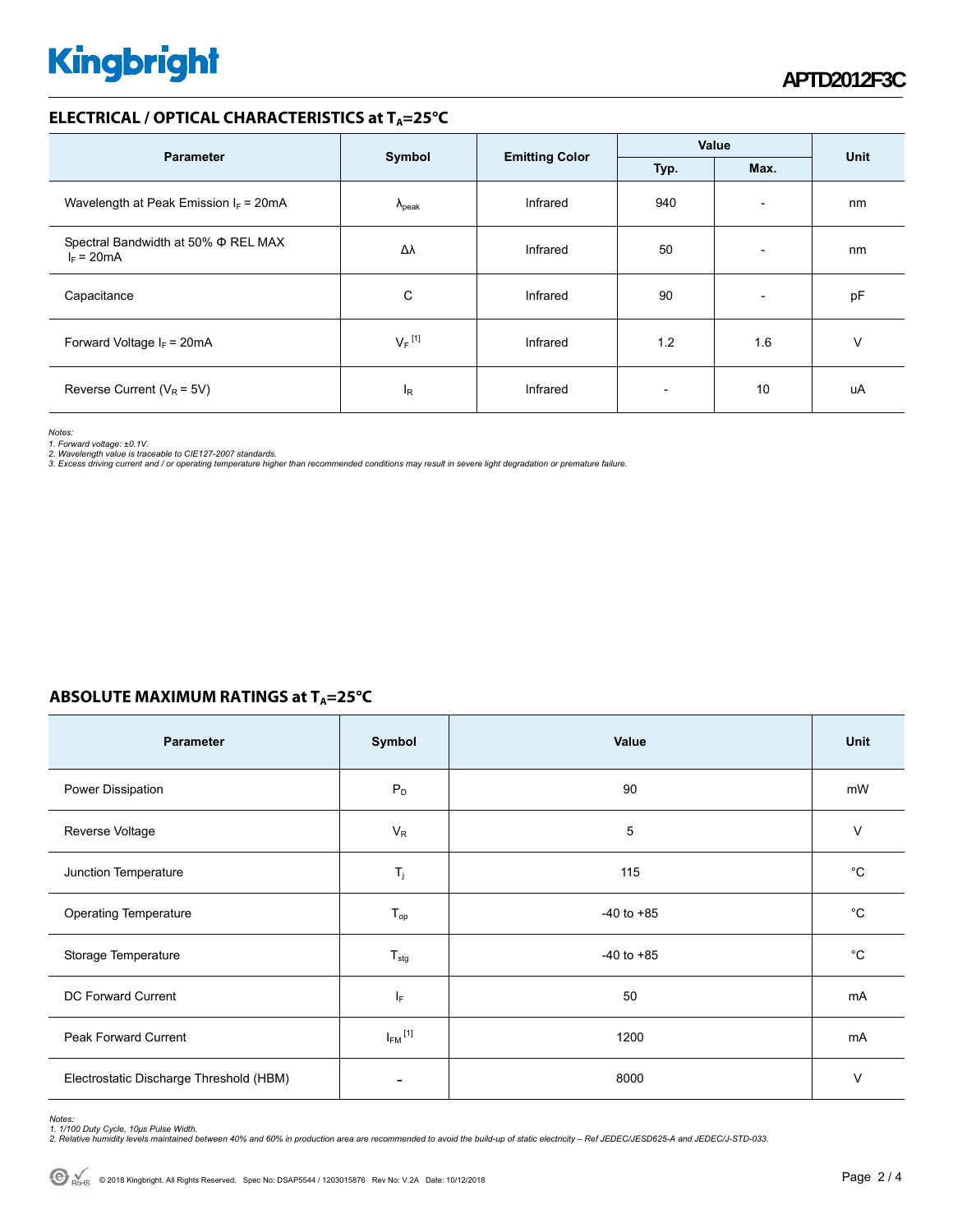## ELECTRICAL / OPTICAL CHARACTERISTICS at $T_A$=25°C

| Parameter | Symbol | Emitting Color | Value | | Unit |
|---|---|---|---|---|---|
| | | | Typ. | Max. | |
| Wavelength at Peak Emission $I_F$ = 20mA | $\lambda_{peak}$ | Infrared | 940 | - | nm |
| Spectral Bandwidth at 50% Φ REL MAX $I_F$ = 20mA | Δλ | Infrared | 50 | - | nm |
| Capacitance | C | Infrared | 90 | - | pF |
| Forward Voltage $I_F$ = 20mA | $V_F$ [1] | Infrared | 1.2 | 1.6 | V |
| Reverse Current ($V_R$ = 5V) | $I_R$ | Infrared | - | 10 | uA |

*Notes:*
*1. Forward voltage: ±0.1V.*
*2. Wavelength value is traceable to CIE127-2007 standards.*
*3. Excess driving current and / or operating temperature higher than recommended conditions may result in severe light degradation or premature failure.*

## ABSOLUTE MAXIMUM RATINGS at $T_A$=25°C

| Parameter | Symbol | Value | Unit |
|---|---|---|---|
| Power Dissipation | $P_D$ | 90 | mW |
| Reverse Voltage | $V_R$ | 5 | V |
| Junction Temperature | $T_j$ | 115 | °C |
| Operating Temperature | $T_{op}$ | -40 to +85 | °C |
| Storage Temperature | $T_{stg}$ | -40 to +85 | °C |
| DC Forward Current | $I_F$ | 50 | mA |
| Peak Forward Current | $I_{FM}$ [1] | 1200 | mA |
| Electrostatic Discharge Threshold (HBM) | - | 8000 | V |

*Notes:*
*1. 1/100 Duty Cycle, 10μs Pulse Width.*
*2. Relative humidity levels maintained between 40% and 60% in production area are recommended to avoid the build-up of static electricity – Ref JEDEC/JESD625-A and JEDEC/J-STD-033.*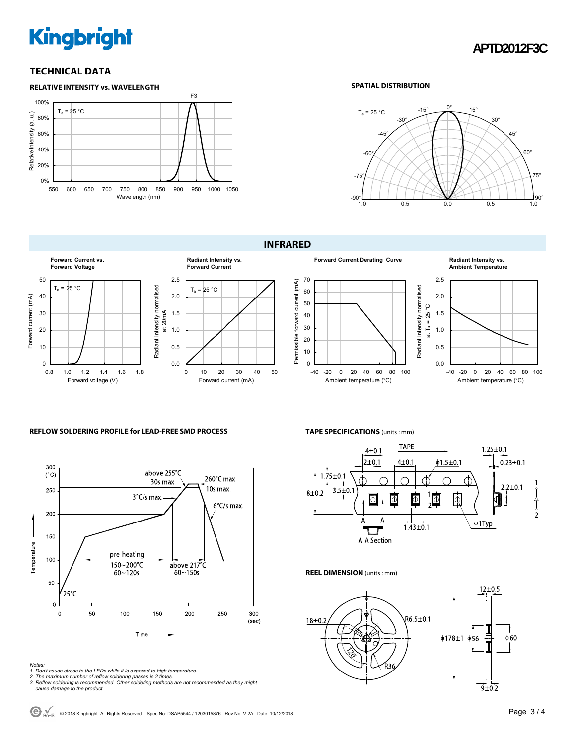## TECHNICAL DATA

### RELATIVE INTENSITY vs. WAVELENGTH

F3

$T_a$ = 25 °C

Relative Intensity (a. u.)

100%, 80%, 60%, 40%, 20%, 0%

550 600 650 700 750 800 850 900 950 1000 1050

Wavelength (nm)

### SPATIAL DISTRIBUTION

$T_a$ = 25 °C

0°, 15°, 30°, 45°, 60°, 75°, 90°, -15°, -30°, -45°, -60°, -75°, -90°

1.0 0.5 0.0 0.5 1.0

## INFRARED

**Forward Current vs. Forward Voltage**

$T_a$ = 25 °C

Forward current (mA): 0 10 20 30 40 50

Forward voltage (V): 0.8 1.0 1.2 1.4 1.6 1.8

**Radiant Intensity vs. Forward Current**

$T_a$ = 25 °C

Radiant intensity normalised at 20mA: 0.0 0.5 1.0 1.5 2.0 2.5

Forward current (mA): 0 10 20 30 40 50

**Forward Current Derating Curve**

Permissible forward current (mA): 0 10 20 30 40 50 60 70

Ambient temperature (°C): -40 -20 0 20 40 60 80 100

**Radiant Intensity vs. Ambient Temperature**

Radiant intensity normalised at $T_a$ = 25 °C: 0.0 0.5 1.0 1.5 2.0 2.5

Ambient temperature (°C): -40 -20 0 20 40 60 80 100

### REFLOW SOLDERING PROFILE for LEAD-FREE SMD PROCESS

Temperature (°C): 0 50 100 150 200 250 300

Time (sec): 0 50 100 150 200 250 300

- 25°C
- pre-heating 150~200°C 60~120s
- 3°C/s max.
- above 255°C 30s max.
- 260°C max. 10s max.
- above 217°C 60~150s
- 6°C/s max.

*Notes:*
*1. Don't cause stress to the LEDs while it is exposed to high temperature.*
*2. The maximum number of reflow soldering passes is 2 times.*
*3. Reflow soldering is recommended. Other soldering methods are not recommended as they might cause damage to the product.*

### TAPE SPECIFICATIONS (units : mm)

TAPE

4±0.1, 2±0.1, 4±0.1, ϕ1.5±0.1, 1.25±0.1, 0.23±0.1, 1.75±0.1, 8±0.2, 3.5±0.1, 2.2±0.1, 1.43±0.1, ϕ1Typ

A-A Section

### REEL DIMENSION (units : mm)

18±0.2, R6.5±0.1, 120°, R36, 12±0.5, ϕ178±1, ϕ56, ϕ60, 9±0.2

© 2018 Kingbright. All Rights Reserved. Spec No: DSAP5544 / 1203015876 Rev No: V.2A Date: 10/12/2018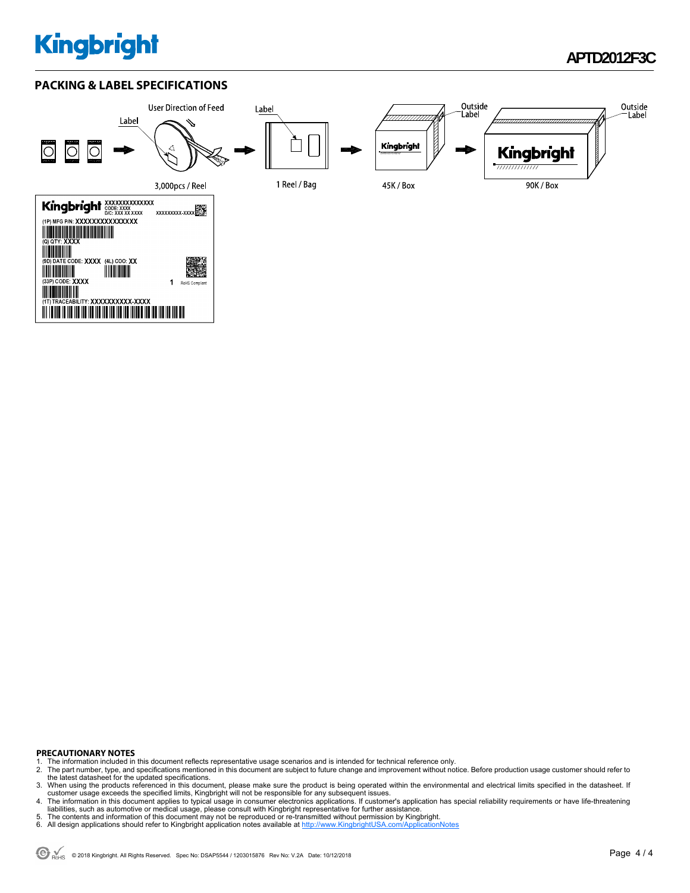## PACKING & LABEL SPECIFICATIONS

Label

User Direction of Feed

Label

Outside Label

Outside Label

3,000pcs / Reel

1 Reel / Bag

45K / Box

90K / Box

Kingbright XXXXXXXXXXXXXX
CODE: XXXX
D/C: XXX XX XXXX
XXXXXXXXX-XXXX
(1P) MFG P/N: XXXXXXXXXXXXXX
(Q) QTY: XXXX
(9D) DATE CODE: XXXX (4L) COO: XX
(33P) CODE: XXXX
1 RoHS Compliant
(1T) TRACEABILITY: XXXXXXXXXX-XXXX

**PRECAUTIONARY NOTES**

1. The information included in this document reflects representative usage scenarios and is intended for technical reference only.
2. The part number, type, and specifications mentioned in this document are subject to future change and improvement without notice. Before production usage customer should refer to the latest datasheet for the updated specifications.
3. When using the products referenced in this document, please make sure the product is being operated within the environmental and electrical limits specified in the datasheet. If customer usage exceeds the specified limits, Kingbright will not be responsible for any subsequent issues.
4. The information in this document applies to typical usage in consumer electronics applications. If customer's application has special reliability requirements or have life-threatening liabilities, such as automotive or medical usage, please consult with Kingbright representative for further assistance.
5. The contents and information of this document may not be reproduced or re-transmitted without permission by Kingbright.
6. All design applications should refer to Kingbright application notes available at http://www.KingbrightUSA.com/ApplicationNotes

© 2018 Kingbright. All Rights Reserved. Spec No: DSAP5544 / 1203015876 Rev No: V.2A Date: 10/12/2018